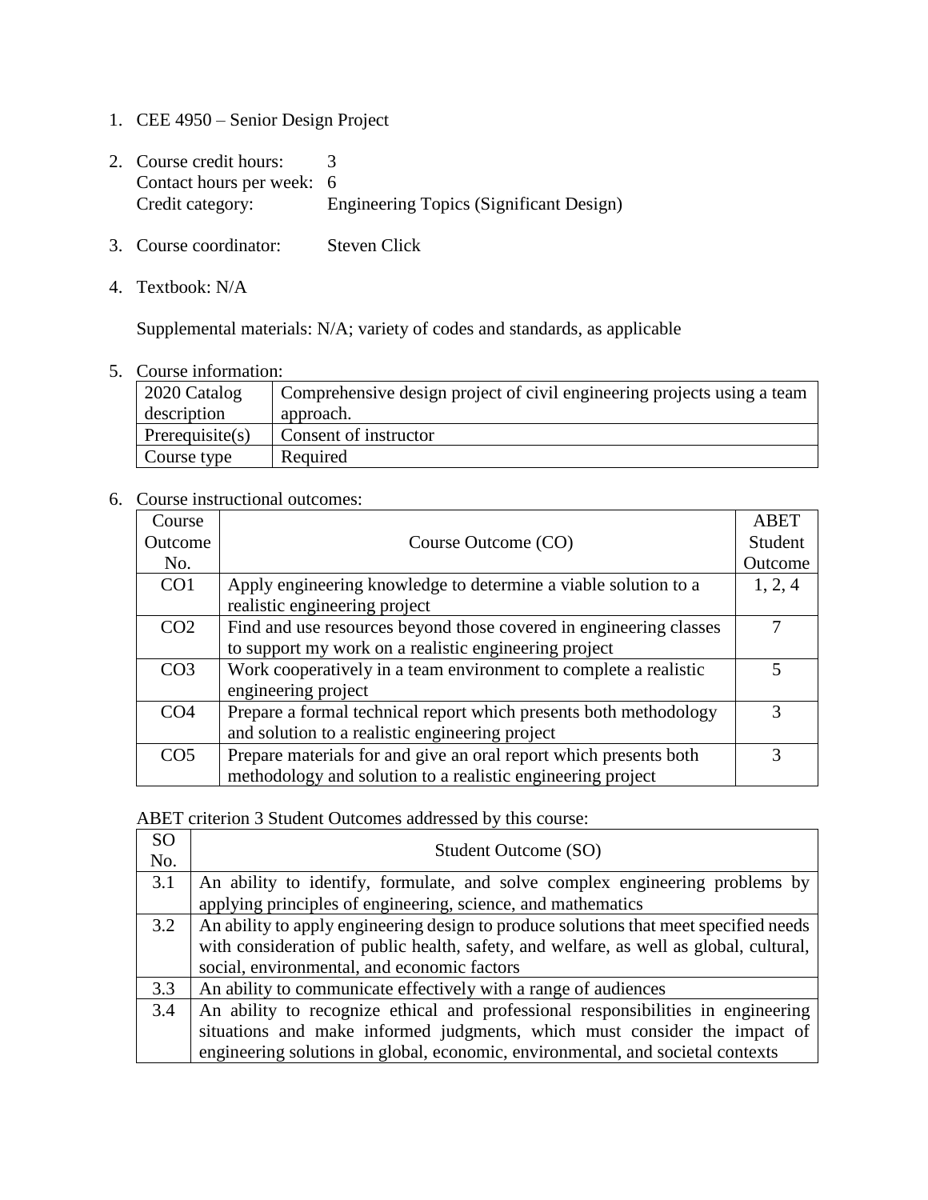1. CEE 4950 – Senior Design Project

2. Course credit hours: 3
   Contact hours per week: 6
   Credit category: Engineering Topics (Significant Design)

3. Course coordinator: Steven Click

4. Textbook: N/A

   Supplemental materials: N/A; variety of codes and standards, as applicable

5. Course information:

| | |
|---|---|
| 2020 Catalog description | Comprehensive design project of civil engineering projects using a team approach. |
| Prerequisite(s) | Consent of instructor |
| Course type | Required |

6. Course instructional outcomes:

| Course Outcome No. | Course Outcome (CO) | ABET Student Outcome |
|---|---|---|
| CO1 | Apply engineering knowledge to determine a viable solution to a realistic engineering project | 1, 2, 4 |
| CO2 | Find and use resources beyond those covered in engineering classes to support my work on a realistic engineering project | 7 |
| CO3 | Work cooperatively in a team environment to complete a realistic engineering project | 5 |
| CO4 | Prepare a formal technical report which presents both methodology and solution to a realistic engineering project | 3 |
| CO5 | Prepare materials for and give an oral report which presents both methodology and solution to a realistic engineering project | 3 |

ABET criterion 3 Student Outcomes addressed by this course:

| SO No. | Student Outcome (SO) |
|---|---|
| 3.1 | An ability to identify, formulate, and solve complex engineering problems by applying principles of engineering, science, and mathematics |
| 3.2 | An ability to apply engineering design to produce solutions that meet specified needs with consideration of public health, safety, and welfare, as well as global, cultural, social, environmental, and economic factors |
| 3.3 | An ability to communicate effectively with a range of audiences |
| 3.4 | An ability to recognize ethical and professional responsibilities in engineering situations and make informed judgments, which must consider the impact of engineering solutions in global, economic, environmental, and societal contexts |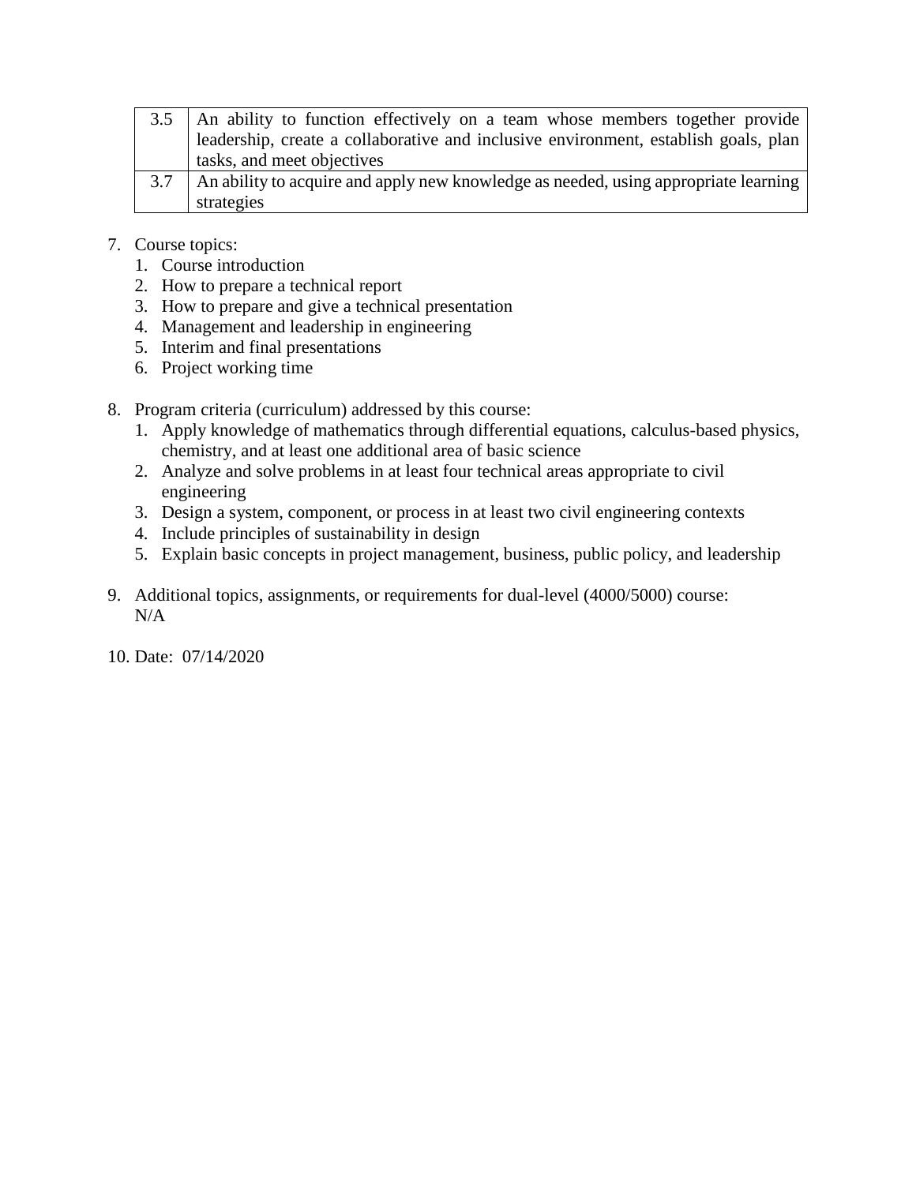| | |
|---|---|
| 3.5 | An ability to function effectively on a team whose members together provide leadership, create a collaborative and inclusive environment, establish goals, plan tasks, and meet objectives |
| 3.7 | An ability to acquire and apply new knowledge as needed, using appropriate learning strategies |

7. Course topics:
   1. Course introduction
   2. How to prepare a technical report
   3. How to prepare and give a technical presentation
   4. Management and leadership in engineering
   5. Interim and final presentations
   6. Project working time

8. Program criteria (curriculum) addressed by this course:
   1. Apply knowledge of mathematics through differential equations, calculus-based physics, chemistry, and at least one additional area of basic science
   2. Analyze and solve problems in at least four technical areas appropriate to civil engineering
   3. Design a system, component, or process in at least two civil engineering contexts
   4. Include principles of sustainability in design
   5. Explain basic concepts in project management, business, public policy, and leadership

9. Additional topics, assignments, or requirements for dual-level (4000/5000) course:
   N/A

10. Date: 07/14/2020